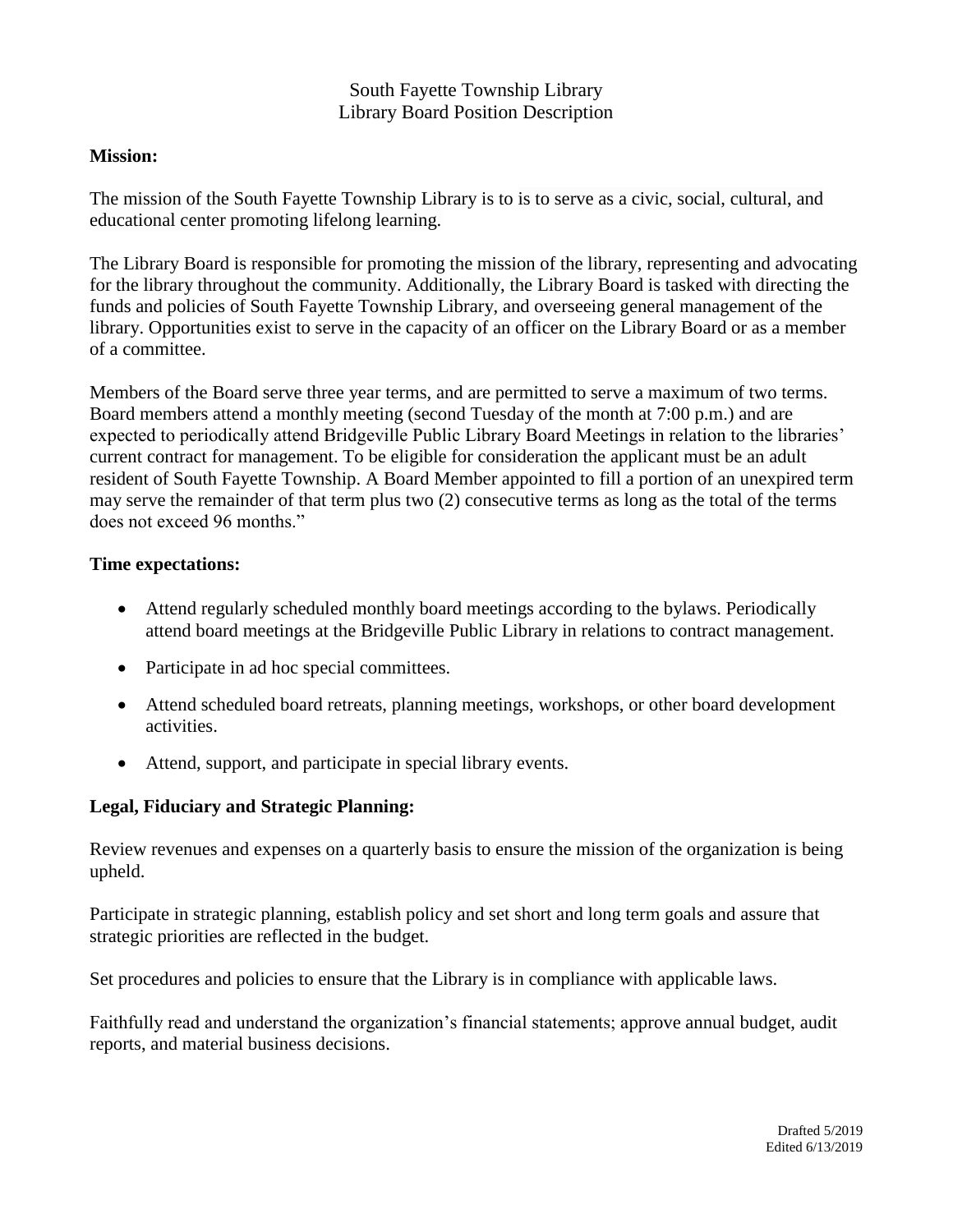South Fayette Township Library
Library Board Position Description

**Mission:**

The mission of the South Fayette Township Library is to is to serve as a civic, social, cultural, and educational center promoting lifelong learning.

The Library Board is responsible for promoting the mission of the library, representing and advocating for the library throughout the community. Additionally, the Library Board is tasked with directing the funds and policies of South Fayette Township Library, and overseeing general management of the library. Opportunities exist to serve in the capacity of an officer on the Library Board or as a member of a committee.

Members of the Board serve three year terms, and are permitted to serve a maximum of two terms. Board members attend a monthly meeting (second Tuesday of the month at 7:00 p.m.) and are expected to periodically attend Bridgeville Public Library Board Meetings in relation to the libraries' current contract for management. To be eligible for consideration the applicant must be an adult resident of South Fayette Township. A Board Member appointed to fill a portion of an unexpired term may serve the remainder of that term plus two (2) consecutive terms as long as the total of the terms does not exceed 96 months."

**Time expectations:**

- Attend regularly scheduled monthly board meetings according to the bylaws. Periodically attend board meetings at the Bridgeville Public Library in relations to contract management.
- Participate in ad hoc special committees.
- Attend scheduled board retreats, planning meetings, workshops, or other board development activities.
- Attend, support, and participate in special library events.

**Legal, Fiduciary and Strategic Planning:**

Review revenues and expenses on a quarterly basis to ensure the mission of the organization is being upheld.

Participate in strategic planning, establish policy and set short and long term goals and assure that strategic priorities are reflected in the budget.

Set procedures and policies to ensure that the Library is in compliance with applicable laws.

Faithfully read and understand the organization's financial statements; approve annual budget, audit reports, and material business decisions.

Drafted 5/2019
Edited 6/13/2019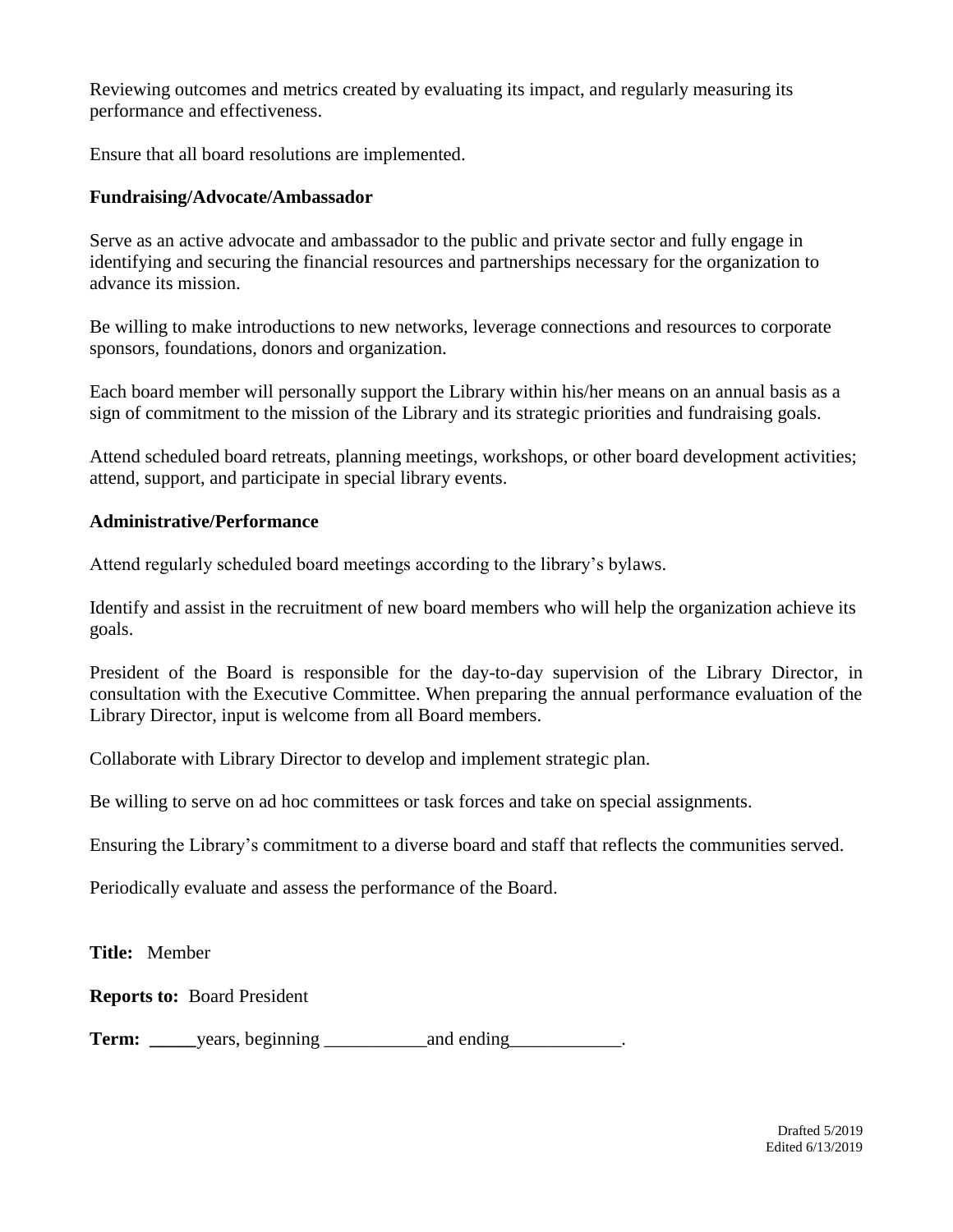Reviewing outcomes and metrics created by evaluating its impact, and regularly measuring its performance and effectiveness.

Ensure that all board resolutions are implemented.

**Fundraising/Advocate/Ambassador**

Serve as an active advocate and ambassador to the public and private sector and fully engage in identifying and securing the financial resources and partnerships necessary for the organization to advance its mission.

Be willing to make introductions to new networks, leverage connections and resources to corporate sponsors, foundations, donors and organization.

Each board member will personally support the Library within his/her means on an annual basis as a sign of commitment to the mission of the Library and its strategic priorities and fundraising goals.

Attend scheduled board retreats, planning meetings, workshops, or other board development activities; attend, support, and participate in special library events.

**Administrative/Performance**

Attend regularly scheduled board meetings according to the library's bylaws.

Identify and assist in the recruitment of new board members who will help the organization achieve its goals.

President of the Board is responsible for the day-to-day supervision of the Library Director, in consultation with the Executive Committee. When preparing the annual performance evaluation of the Library Director, input is welcome from all Board members.

Collaborate with Library Director to develop and implement strategic plan.

Be willing to serve on ad hoc committees or task forces and take on special assignments.

Ensuring the Library's commitment to a diverse board and staff that reflects the communities served.

Periodically evaluate and assess the performance of the Board.

**Title:** Member

**Reports to:** Board President

**Term:** _____years, beginning ___________and ending____________.

Drafted 5/2019
Edited 6/13/2019